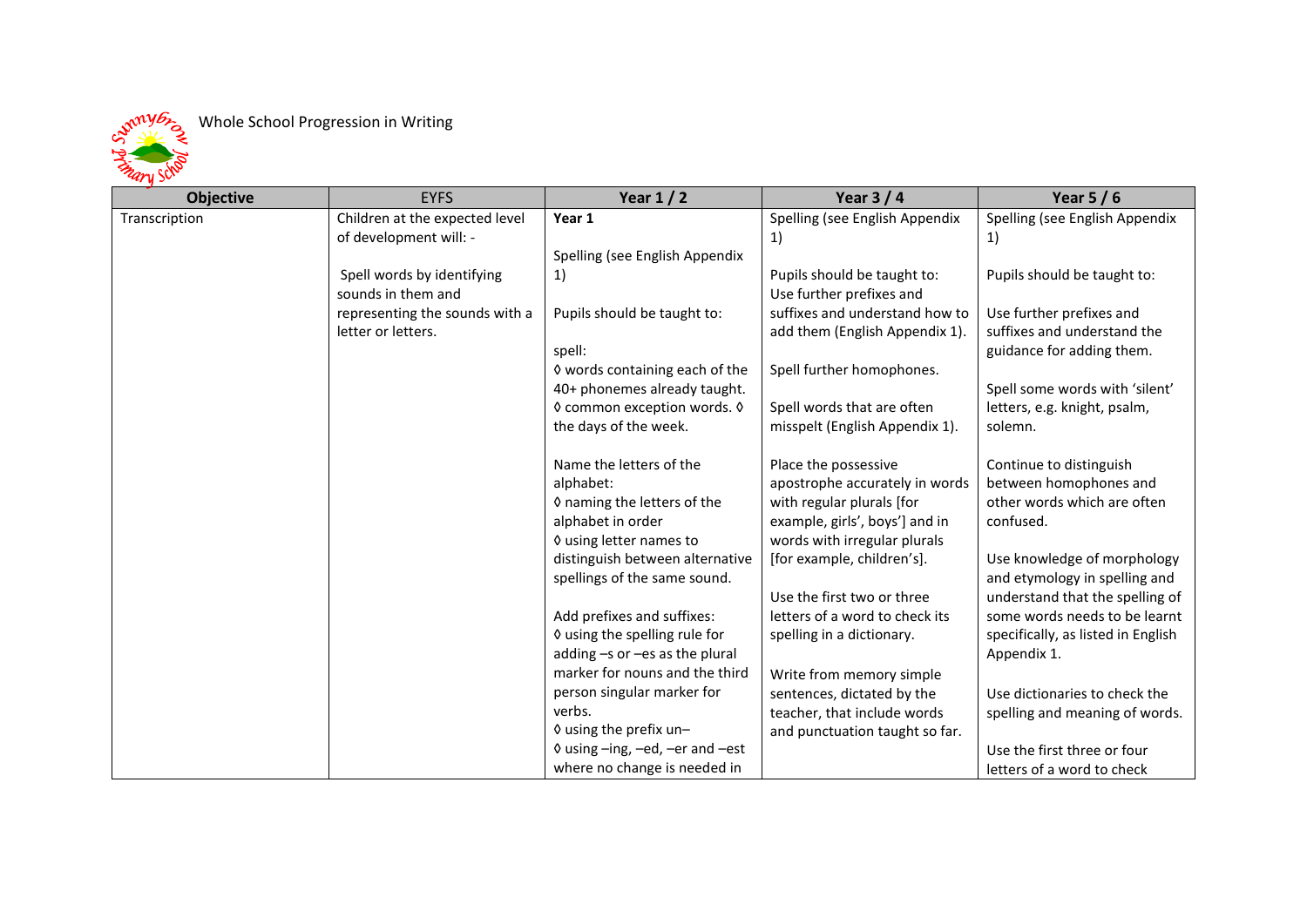Whole School Progression in Writing

| Objective | EYFS | Year 1 / 2 | Year 3 / 4 | Year 5 / 6 |
|---|---|---|---|---|
| Transcription | Children at the expected level of development will: -<br><br>Spell words by identifying sounds in them and representing the sounds with a letter or letters. | **Year 1**<br><br>Spelling (see English Appendix 1)<br><br>Pupils should be taught to:<br><br>spell:<br>◊ words containing each of the 40+ phonemes already taught.<br>◊ common exception words. ◊ the days of the week.<br><br>Name the letters of the alphabet:<br>◊ naming the letters of the alphabet in order<br>◊ using letter names to distinguish between alternative spellings of the same sound.<br><br>Add prefixes and suffixes:<br>◊ using the spelling rule for adding –s or –es as the plural marker for nouns and the third person singular marker for verbs.<br>◊ using the prefix un–<br>◊ using –ing, –ed, –er and –est where no change is needed in | Spelling (see English Appendix 1)<br><br>Pupils should be taught to:<br>Use further prefixes and suffixes and understand how to add them (English Appendix 1).<br><br>Spell further homophones.<br><br>Spell words that are often misspelt (English Appendix 1).<br><br>Place the possessive apostrophe accurately in words with regular plurals [for example, girls', boys'] and in words with irregular plurals [for example, children's].<br><br>Use the first two or three letters of a word to check its spelling in a dictionary.<br><br>Write from memory simple sentences, dictated by the teacher, that include words and punctuation taught so far. | Spelling (see English Appendix 1)<br><br>Pupils should be taught to:<br><br>Use further prefixes and suffixes and understand the guidance for adding them.<br><br>Spell some words with 'silent' letters, e.g. knight, psalm, solemn.<br><br>Continue to distinguish between homophones and other words which are often confused.<br><br>Use knowledge of morphology and etymology in spelling and understand that the spelling of some words needs to be learnt specifically, as listed in English Appendix 1.<br><br>Use dictionaries to check the spelling and meaning of words.<br><br>Use the first three or four letters of a word to check |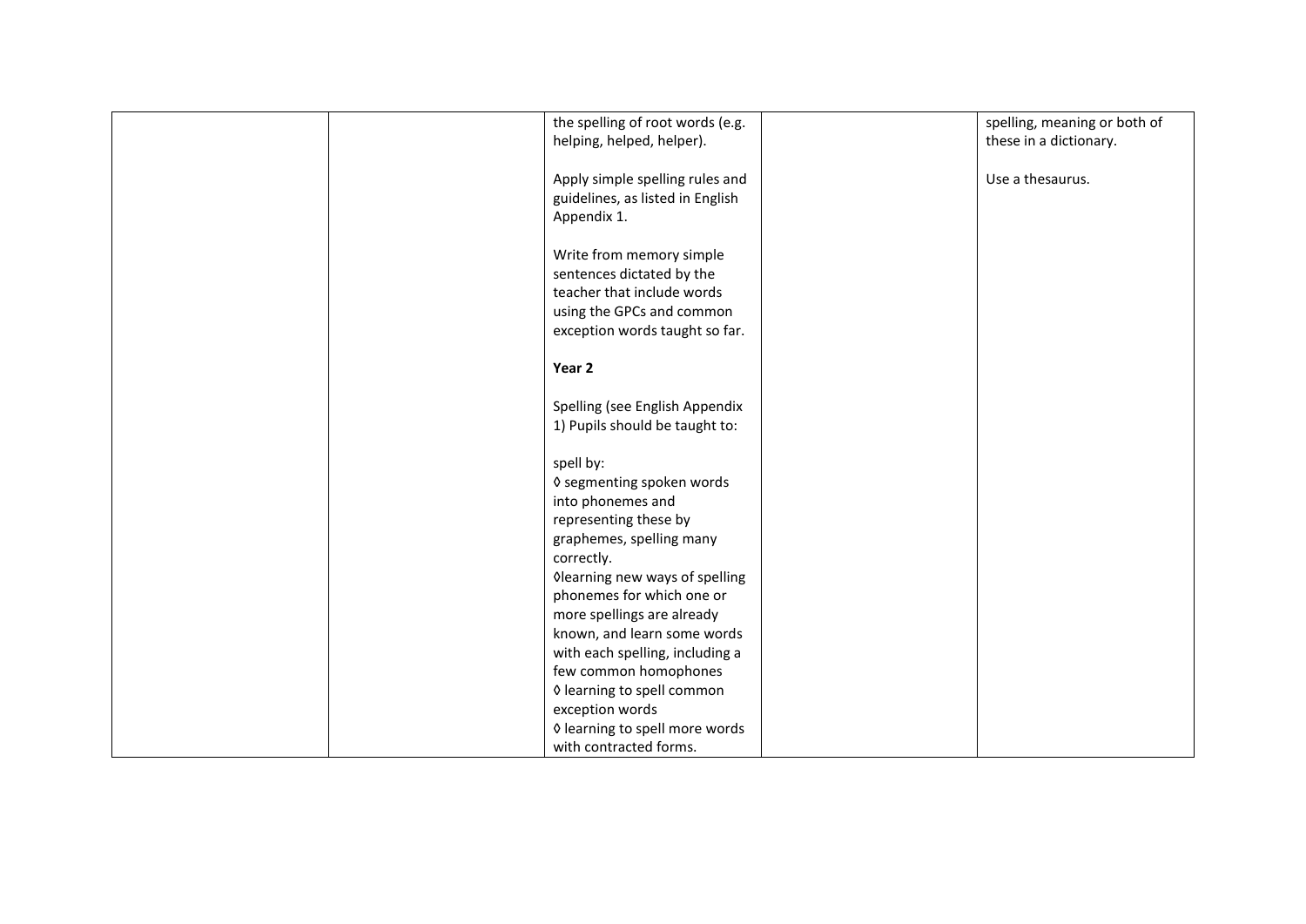|  |  | the spelling of root words (e.g. helping, helped, helper).<br><br>Apply simple spelling rules and guidelines, as listed in English Appendix 1.<br><br>Write from memory simple sentences dictated by the teacher that include words using the GPCs and common exception words taught so far.<br><br>**Year 2**<br><br>Spelling (see English Appendix 1) Pupils should be taught to:<br><br>spell by:<br>◊ segmenting spoken words into phonemes and representing these by graphemes, spelling many correctly.<br>◊learning new ways of spelling phonemes for which one or more spellings are already known, and learn some words with each spelling, including a few common homophones<br>◊ learning to spell common exception words<br>◊ learning to spell more words with contracted forms. |  | spelling, meaning or both of these in a dictionary.<br><br>Use a thesaurus. |
|---|---|---|---|---|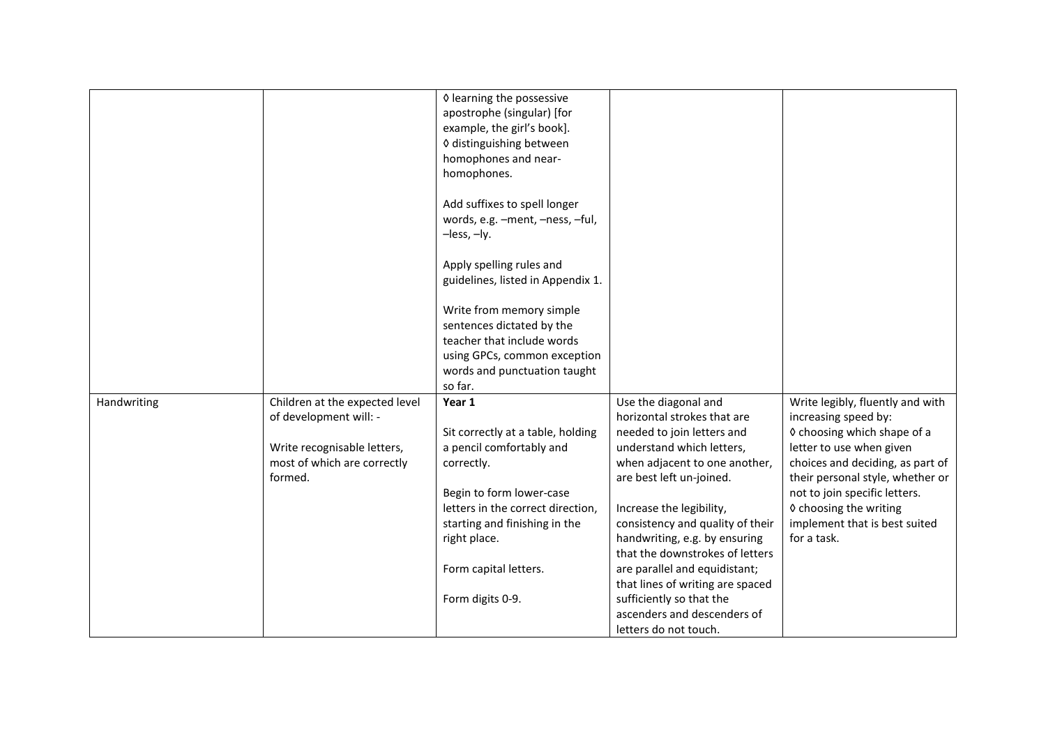| | | | | |
|---|---|---|---|---|
| | | ◊ learning the possessive apostrophe (singular) [for example, the girl's book].<br>◊ distinguishing between homophones and near-homophones.<br><br>Add suffixes to spell longer words, e.g. –ment, –ness, –ful, –less, –ly.<br><br>Apply spelling rules and guidelines, listed in Appendix 1.<br><br>Write from memory simple sentences dictated by the teacher that include words using GPCs, common exception words and punctuation taught so far. | | |
| Handwriting | Children at the expected level of development will: -<br><br>Write recognisable letters, most of which are correctly formed. | **Year 1**<br><br>Sit correctly at a table, holding a pencil comfortably and correctly.<br><br>Begin to form lower-case letters in the correct direction, starting and finishing in the right place.<br><br>Form capital letters.<br><br>Form digits 0-9. | Use the diagonal and horizontal strokes that are needed to join letters and understand which letters, when adjacent to one another, are best left un-joined.<br><br>Increase the legibility, consistency and quality of their handwriting, e.g. by ensuring that the downstrokes of letters are parallel and equidistant; that lines of writing are spaced sufficiently so that the ascenders and descenders of letters do not touch. | Write legibly, fluently and with increasing speed by:<br>◊ choosing which shape of a letter to use when given choices and deciding, as part of their personal style, whether or not to join specific letters.<br>◊ choosing the writing implement that is best suited for a task. |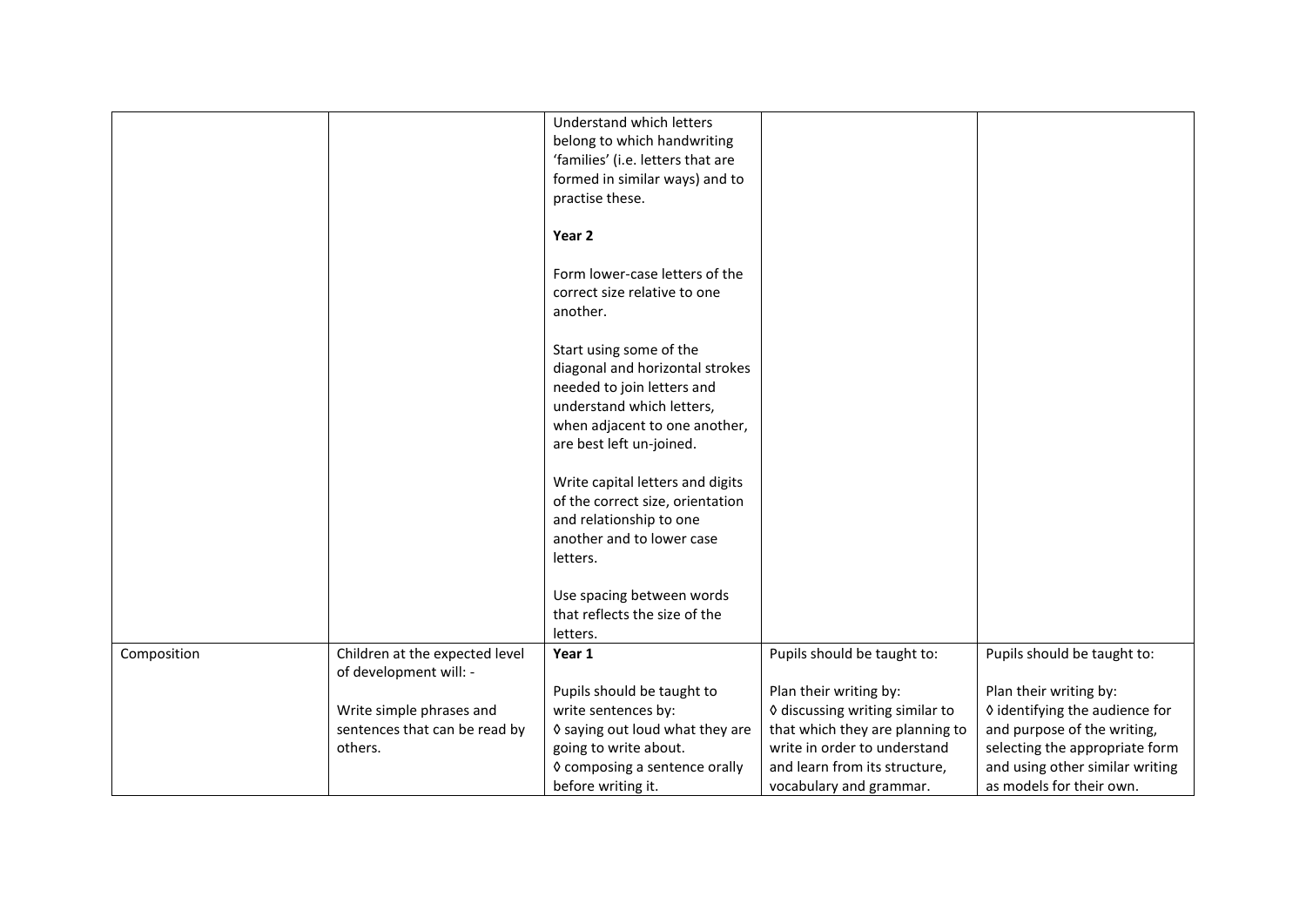|  |  |  |  |  |
|---|---|---|---|---|
|  |  | Understand which letters belong to which handwriting 'families' (i.e. letters that are formed in similar ways) and to practise these.<br><br>**Year 2**<br><br>Form lower-case letters of the correct size relative to one another.<br><br>Start using some of the diagonal and horizontal strokes needed to join letters and understand which letters, when adjacent to one another, are best left un-joined.<br><br>Write capital letters and digits of the correct size, orientation and relationship to one another and to lower case letters.<br><br>Use spacing between words that reflects the size of the letters. |  |  |
| Composition | Children at the expected level of development will: -<br><br>Write simple phrases and sentences that can be read by others. | **Year 1**<br><br>Pupils should be taught to write sentences by:<br>◊ saying out loud what they are going to write about.<br>◊ composing a sentence orally before writing it. | Pupils should be taught to:<br><br>Plan their writing by:<br>◊ discussing writing similar to that which they are planning to write in order to understand and learn from its structure, vocabulary and grammar. | Pupils should be taught to:<br><br>Plan their writing by:<br>◊ identifying the audience for and purpose of the writing, selecting the appropriate form and using other similar writing as models for their own. |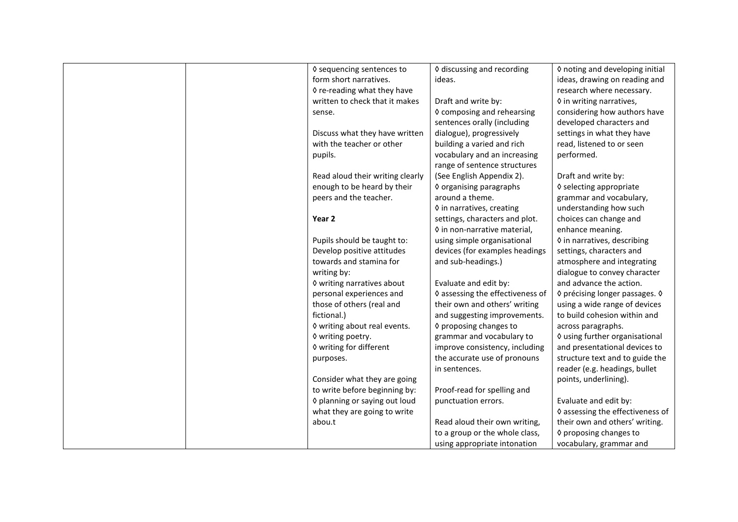| | | ◊ sequencing sentences to form short narratives.<br>◊ re-reading what they have written to check that it makes sense.<br><br>Discuss what they have written with the teacher or other pupils.<br><br>Read aloud their writing clearly enough to be heard by their peers and the teacher.<br><br>**Year 2**<br><br>Pupils should be taught to:<br>Develop positive attitudes towards and stamina for writing by:<br>◊ writing narratives about personal experiences and those of others (real and fictional.)<br>◊ writing about real events.<br>◊ writing poetry.<br>◊ writing for different purposes.<br><br>Consider what they are going to write before beginning by:<br>◊ planning or saying out loud what they are going to write abou.t | ◊ discussing and recording ideas.<br><br>Draft and write by:<br>◊ composing and rehearsing sentences orally (including dialogue), progressively building a varied and rich vocabulary and an increasing range of sentence structures (See English Appendix 2).<br>◊ organising paragraphs around a theme.<br>◊ in narratives, creating settings, characters and plot.<br>◊ in non-narrative material, using simple organisational devices (for examples headings and sub-headings.)<br><br>Evaluate and edit by:<br>◊ assessing the effectiveness of their own and others' writing and suggesting improvements.<br>◊ proposing changes to grammar and vocabulary to improve consistency, including the accurate use of pronouns in sentences.<br><br>Proof-read for spelling and punctuation errors.<br><br>Read aloud their own writing, to a group or the whole class, using appropriate intonation | ◊ noting and developing initial ideas, drawing on reading and research where necessary.<br>◊ in writing narratives, considering how authors have developed characters and settings in what they have read, listened to or seen performed.<br><br>Draft and write by:<br>◊ selecting appropriate grammar and vocabulary, understanding how such choices can change and enhance meaning.<br>◊ in narratives, describing settings, characters and atmosphere and integrating dialogue to convey character and advance the action.<br>◊ précising longer passages. ◊ using a wide range of devices to build cohesion within and across paragraphs.<br>◊ using further organisational and presentational devices to structure text and to guide the reader (e.g. headings, bullet points, underlining).<br><br>Evaluate and edit by:<br>◊ assessing the effectiveness of their own and others' writing.<br>◊ proposing changes to vocabulary, grammar and |
|---|---|---|---|---|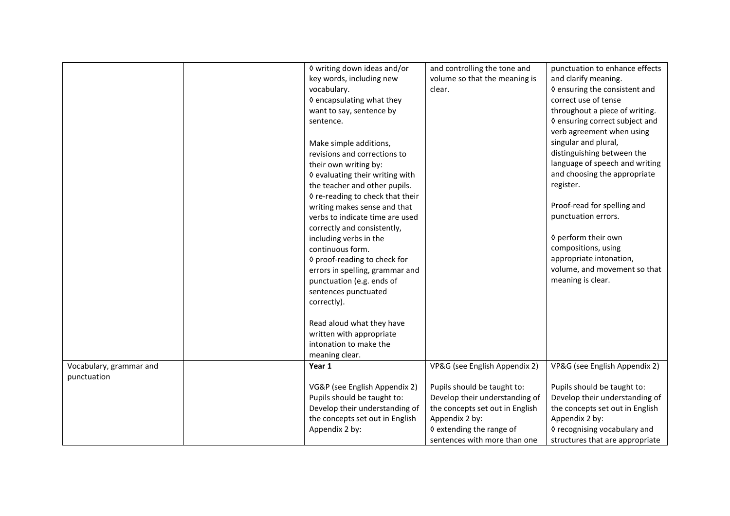| | | | | |
|---|---|---|---|---|
| | | ◊ writing down ideas and/or key words, including new vocabulary.<br>◊ encapsulating what they want to say, sentence by sentence.<br><br>Make simple additions, revisions and corrections to their own writing by:<br>◊ evaluating their writing with the teacher and other pupils.<br>◊ re-reading to check that their writing makes sense and that verbs to indicate time are used correctly and consistently, including verbs in the continuous form.<br>◊ proof-reading to check for errors in spelling, grammar and punctuation (e.g. ends of sentences punctuated correctly).<br><br>Read aloud what they have written with appropriate intonation to make the meaning clear. | and controlling the tone and volume so that the meaning is clear. | punctuation to enhance effects and clarify meaning.<br>◊ ensuring the consistent and correct use of tense throughout a piece of writing.<br>◊ ensuring correct subject and verb agreement when using singular and plural, distinguishing between the language of speech and writing and choosing the appropriate register.<br><br>Proof-read for spelling and punctuation errors.<br><br>◊ perform their own compositions, using appropriate intonation, volume, and movement so that meaning is clear. |
| Vocabulary, grammar and punctuation | | **Year 1**<br><br>VG&P (see English Appendix 2)<br>Pupils should be taught to:<br>Develop their understanding of the concepts set out in English Appendix 2 by: | VP&G (see English Appendix 2)<br><br>Pupils should be taught to:<br>Develop their understanding of the concepts set out in English Appendix 2 by:<br>◊ extending the range of sentences with more than one | VP&G (see English Appendix 2)<br><br>Pupils should be taught to:<br>Develop their understanding of the concepts set out in English Appendix 2 by:<br>◊ recognising vocabulary and structures that are appropriate |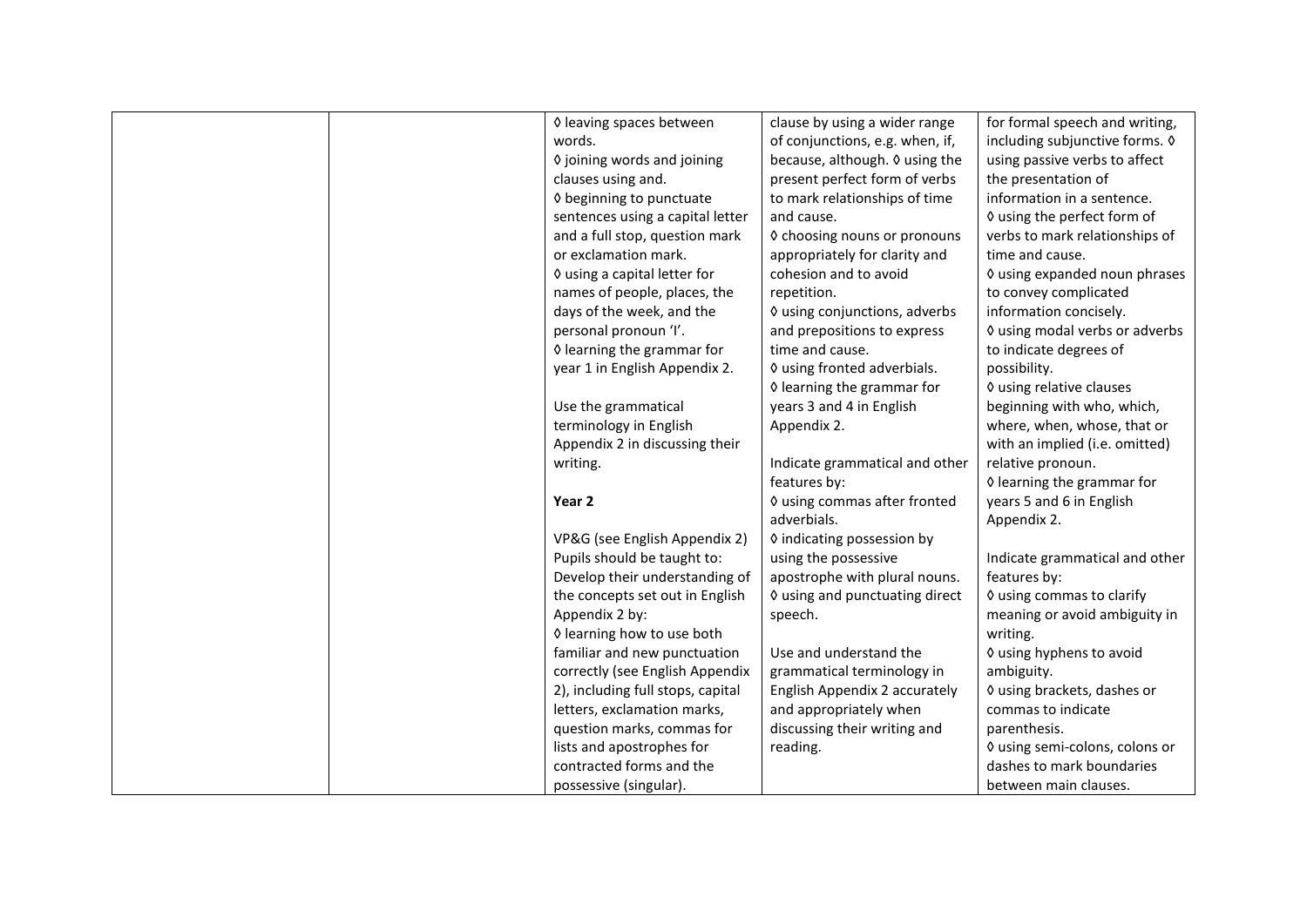|  |  | ◊ leaving spaces between words.<br>◊ joining words and joining clauses using and.<br>◊ beginning to punctuate sentences using a capital letter and a full stop, question mark or exclamation mark.<br>◊ using a capital letter for names of people, places, the days of the week, and the personal pronoun 'I'.<br>◊ learning the grammar for year 1 in English Appendix 2.<br><br>Use the grammatical terminology in English Appendix 2 in discussing their writing.<br><br>**Year 2**<br><br>VP&G (see English Appendix 2) Pupils should be taught to: Develop their understanding of the concepts set out in English Appendix 2 by:<br>◊ learning how to use both familiar and new punctuation correctly (see English Appendix 2), including full stops, capital letters, exclamation marks, question marks, commas for lists and apostrophes for contracted forms and the possessive (singular). | clause by using a wider range of conjunctions, e.g. when, if, because, although. ◊ using the present perfect form of verbs to mark relationships of time and cause.<br>◊ choosing nouns or pronouns appropriately for clarity and cohesion and to avoid repetition.<br>◊ using conjunctions, adverbs and prepositions to express time and cause.<br>◊ using fronted adverbials.<br>◊ learning the grammar for years 3 and 4 in English Appendix 2.<br><br>Indicate grammatical and other features by:<br>◊ using commas after fronted adverbials.<br>◊ indicating possession by using the possessive apostrophe with plural nouns.<br>◊ using and punctuating direct speech.<br><br>Use and understand the grammatical terminology in English Appendix 2 accurately and appropriately when discussing their writing and reading. | for formal speech and writing, including subjunctive forms. ◊ using passive verbs to affect the presentation of information in a sentence.<br>◊ using the perfect form of verbs to mark relationships of time and cause.<br>◊ using expanded noun phrases to convey complicated information concisely.<br>◊ using modal verbs or adverbs to indicate degrees of possibility.<br>◊ using relative clauses beginning with who, which, where, when, whose, that or with an implied (i.e. omitted) relative pronoun.<br>◊ learning the grammar for years 5 and 6 in English Appendix 2.<br><br>Indicate grammatical and other features by:<br>◊ using commas to clarify meaning or avoid ambiguity in writing.<br>◊ using hyphens to avoid ambiguity.<br>◊ using brackets, dashes or commas to indicate parenthesis.<br>◊ using semi-colons, colons or dashes to mark boundaries between main clauses. |
|---|---|---|---|---|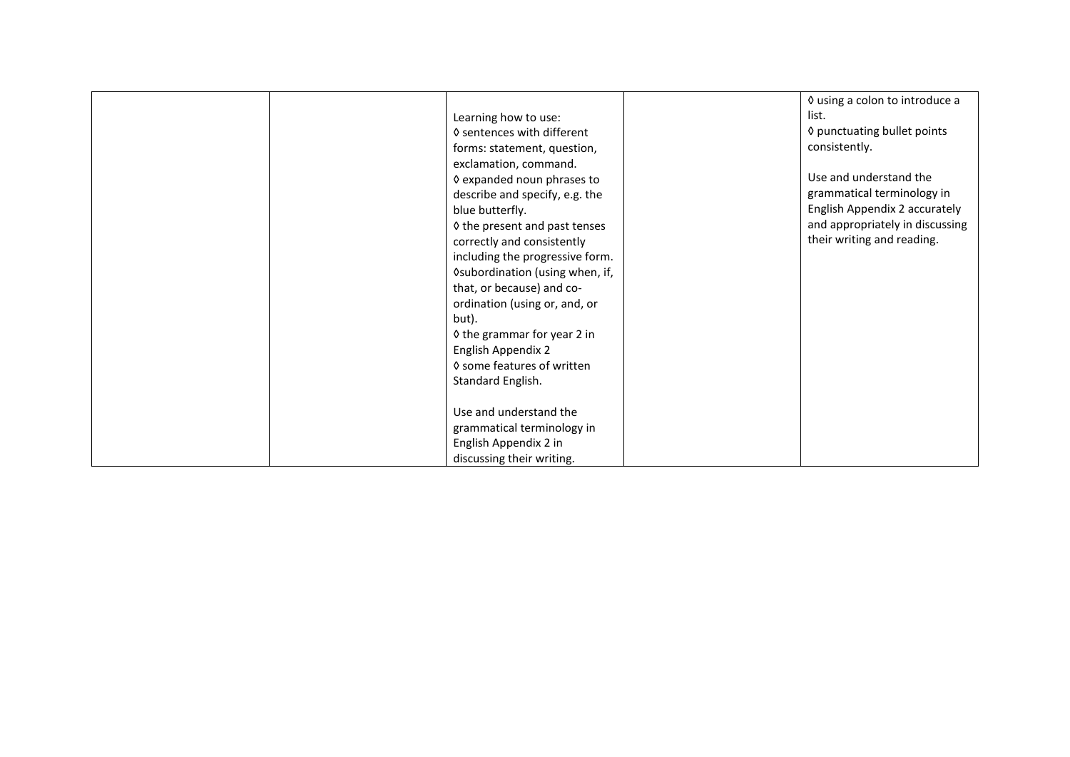| | | | | |
|---|---|---|---|---|
| | | Learning how to use:<br>◊ sentences with different forms: statement, question, exclamation, command.<br>◊ expanded noun phrases to describe and specify, e.g. the blue butterfly.<br>◊ the present and past tenses correctly and consistently including the progressive form.<br>◊subordination (using when, if, that, or because) and co-ordination (using or, and, or but).<br>◊ the grammar for year 2 in English Appendix 2<br>◊ some features of written Standard English.<br><br>Use and understand the grammatical terminology in English Appendix 2 in discussing their writing. | | ◊ using a colon to introduce a list.<br>◊ punctuating bullet points consistently.<br><br>Use and understand the grammatical terminology in English Appendix 2 accurately and appropriately in discussing their writing and reading. |